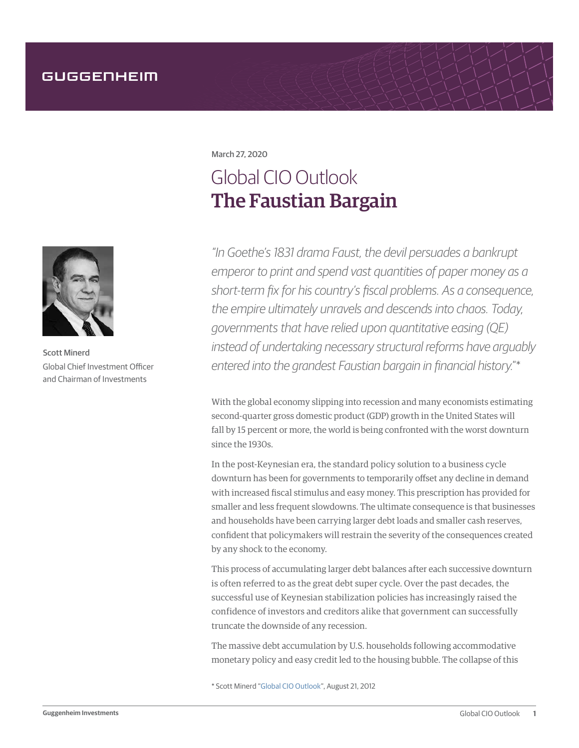GUGGENHEIM

March 27, 2020

# Global CIO Outlook
## The Faustian Bargain

Scott Minerd
Global Chief Investment Officer
and Chairman of Investments

*"In Goethe's 1831 drama Faust, the devil persuades a bankrupt emperor to print and spend vast quantities of paper money as a short-term fix for his country's fiscal problems. As a consequence, the empire ultimately unravels and descends into chaos. Today, governments that have relied upon quantitative easing (QE) instead of undertaking necessary structural reforms have arguably entered into the grandest Faustian bargain in financial history."\**

With the global economy slipping into recession and many economists estimating second-quarter gross domestic product (GDP) growth in the United States will fall by 15 percent or more, the world is being confronted with the worst downturn since the 1930s.

In the post-Keynesian era, the standard policy solution to a business cycle downturn has been for governments to temporarily offset any decline in demand with increased fiscal stimulus and easy money. This prescription has provided for smaller and less frequent slowdowns. The ultimate consequence is that businesses and households have been carrying larger debt loads and smaller cash reserves, confident that policymakers will restrain the severity of the consequences created by any shock to the economy.

This process of accumulating larger debt balances after each successive downturn is often referred to as the great debt super cycle. Over the past decades, the successful use of Keynesian stabilization policies has increasingly raised the confidence of investors and creditors alike that government can successfully truncate the downside of any recession.

The massive debt accumulation by U.S. households following accommodative monetary policy and easy credit led to the housing bubble. The collapse of this

\* Scott Minerd "Global CIO Outlook", August 21, 2012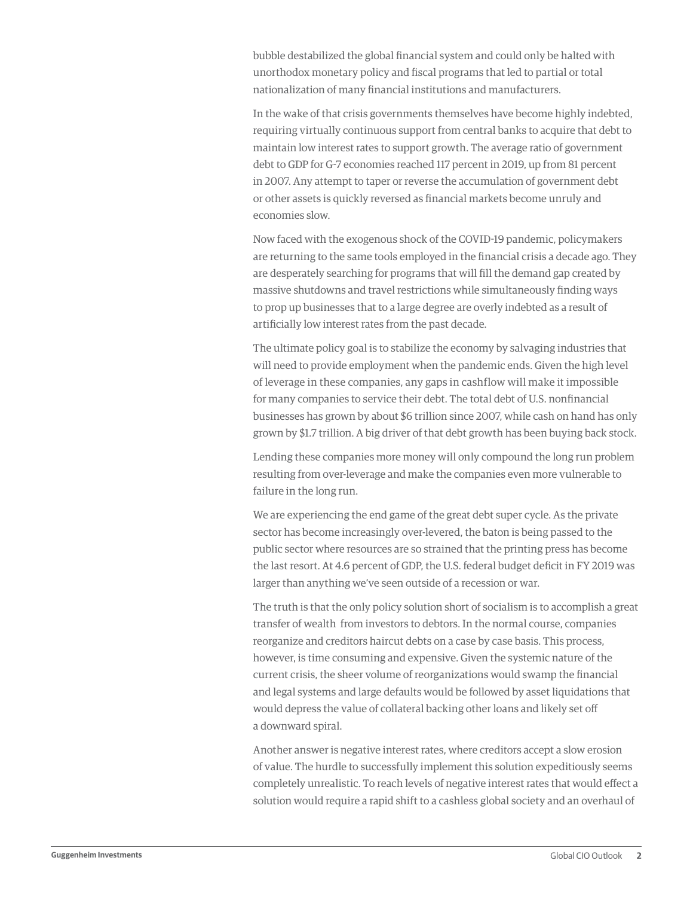bubble destabilized the global financial system and could only be halted with unorthodox monetary policy and fiscal programs that led to partial or total nationalization of many financial institutions and manufacturers.

In the wake of that crisis governments themselves have become highly indebted, requiring virtually continuous support from central banks to acquire that debt to maintain low interest rates to support growth. The average ratio of government debt to GDP for G-7 economies reached 117 percent in 2019, up from 81 percent in 2007. Any attempt to taper or reverse the accumulation of government debt or other assets is quickly reversed as financial markets become unruly and economies slow.

Now faced with the exogenous shock of the COVID-19 pandemic, policymakers are returning to the same tools employed in the financial crisis a decade ago. They are desperately searching for programs that will fill the demand gap created by massive shutdowns and travel restrictions while simultaneously finding ways to prop up businesses that to a large degree are overly indebted as a result of artificially low interest rates from the past decade.

The ultimate policy goal is to stabilize the economy by salvaging industries that will need to provide employment when the pandemic ends. Given the high level of leverage in these companies, any gaps in cashflow will make it impossible for many companies to service their debt. The total debt of U.S. nonfinancial businesses has grown by about $6 trillion since 2007, while cash on hand has only grown by $1.7 trillion. A big driver of that debt growth has been buying back stock.

Lending these companies more money will only compound the long run problem resulting from over-leverage and make the companies even more vulnerable to failure in the long run.

We are experiencing the end game of the great debt super cycle. As the private sector has become increasingly over-levered, the baton is being passed to the public sector where resources are so strained that the printing press has become the last resort. At 4.6 percent of GDP, the U.S. federal budget deficit in FY 2019 was larger than anything we've seen outside of a recession or war.

The truth is that the only policy solution short of socialism is to accomplish a great transfer of wealth from investors to debtors. In the normal course, companies reorganize and creditors haircut debts on a case by case basis. This process, however, is time consuming and expensive. Given the systemic nature of the current crisis, the sheer volume of reorganizations would swamp the financial and legal systems and large defaults would be followed by asset liquidations that would depress the value of collateral backing other loans and likely set off a downward spiral.

Another answer is negative interest rates, where creditors accept a slow erosion of value. The hurdle to successfully implement this solution expeditiously seems completely unrealistic. To reach levels of negative interest rates that would effect a solution would require a rapid shift to a cashless global society and an overhaul of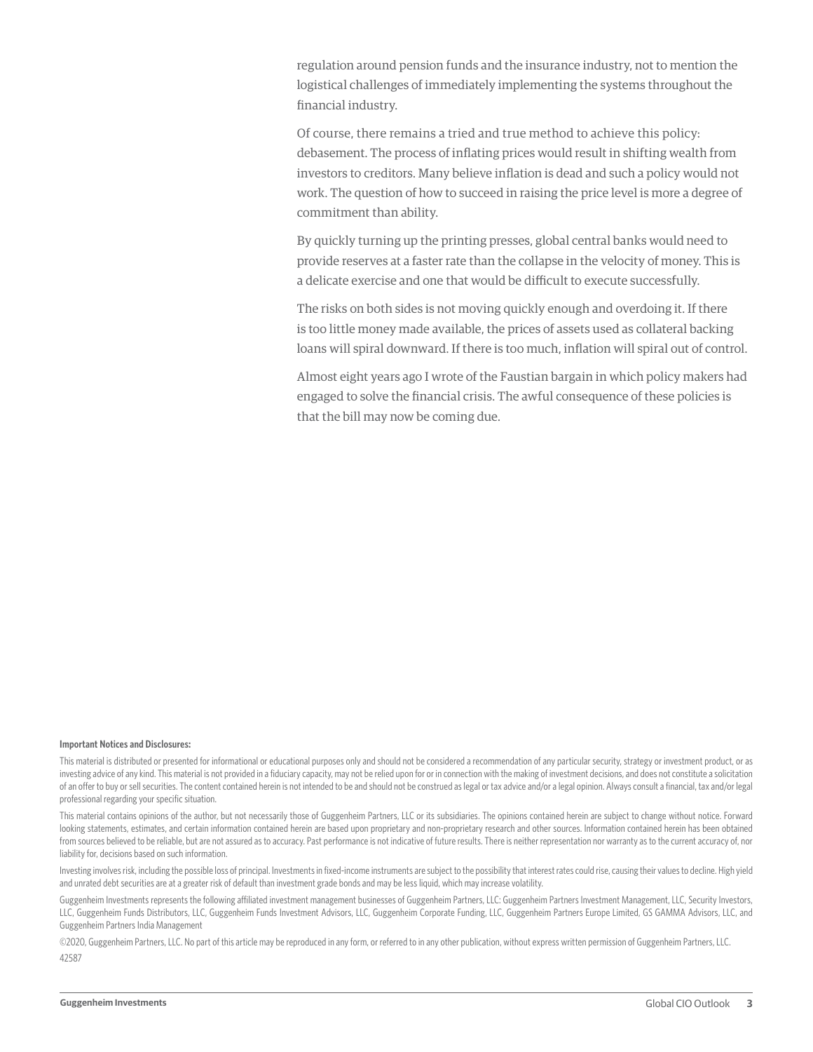regulation around pension funds and the insurance industry, not to mention the logistical challenges of immediately implementing the systems throughout the financial industry.

Of course, there remains a tried and true method to achieve this policy: debasement. The process of inflating prices would result in shifting wealth from investors to creditors. Many believe inflation is dead and such a policy would not work. The question of how to succeed in raising the price level is more a degree of commitment than ability.

By quickly turning up the printing presses, global central banks would need to provide reserves at a faster rate than the collapse in the velocity of money. This is a delicate exercise and one that would be difficult to execute successfully.

The risks on both sides is not moving quickly enough and overdoing it. If there is too little money made available, the prices of assets used as collateral backing loans will spiral downward. If there is too much, inflation will spiral out of control.

Almost eight years ago I wrote of the Faustian bargain in which policy makers had engaged to solve the financial crisis. The awful consequence of these policies is that the bill may now be coming due.

**Important Notices and Disclosures:**

This material is distributed or presented for informational or educational purposes only and should not be considered a recommendation of any particular security, strategy or investment product, or as investing advice of any kind. This material is not provided in a fiduciary capacity, may not be relied upon for or in connection with the making of investment decisions, and does not constitute a solicitation of an offer to buy or sell securities. The content contained herein is not intended to be and should not be construed as legal or tax advice and/or a legal opinion. Always consult a financial, tax and/or legal professional regarding your specific situation.

This material contains opinions of the author, but not necessarily those of Guggenheim Partners, LLC or its subsidiaries. The opinions contained herein are subject to change without notice. Forward looking statements, estimates, and certain information contained herein are based upon proprietary and non-proprietary research and other sources. Information contained herein has been obtained from sources believed to be reliable, but are not assured as to accuracy. Past performance is not indicative of future results. There is neither representation nor warranty as to the current accuracy of, nor liability for, decisions based on such information.

Investing involves risk, including the possible loss of principal. Investments in fixed-income instruments are subject to the possibility that interest rates could rise, causing their values to decline. High yield and unrated debt securities are at a greater risk of default than investment grade bonds and may be less liquid, which may increase volatility.

Guggenheim Investments represents the following affiliated investment management businesses of Guggenheim Partners, LLC: Guggenheim Partners Investment Management, LLC, Security Investors, LLC, Guggenheim Funds Distributors, LLC, Guggenheim Funds Investment Advisors, LLC, Guggenheim Corporate Funding, LLC, Guggenheim Partners Europe Limited, GS GAMMA Advisors, LLC, and Guggenheim Partners India Management

©2020, Guggenheim Partners, LLC. No part of this article may be reproduced in any form, or referred to in any other publication, without express written permission of Guggenheim Partners, LLC.

42587